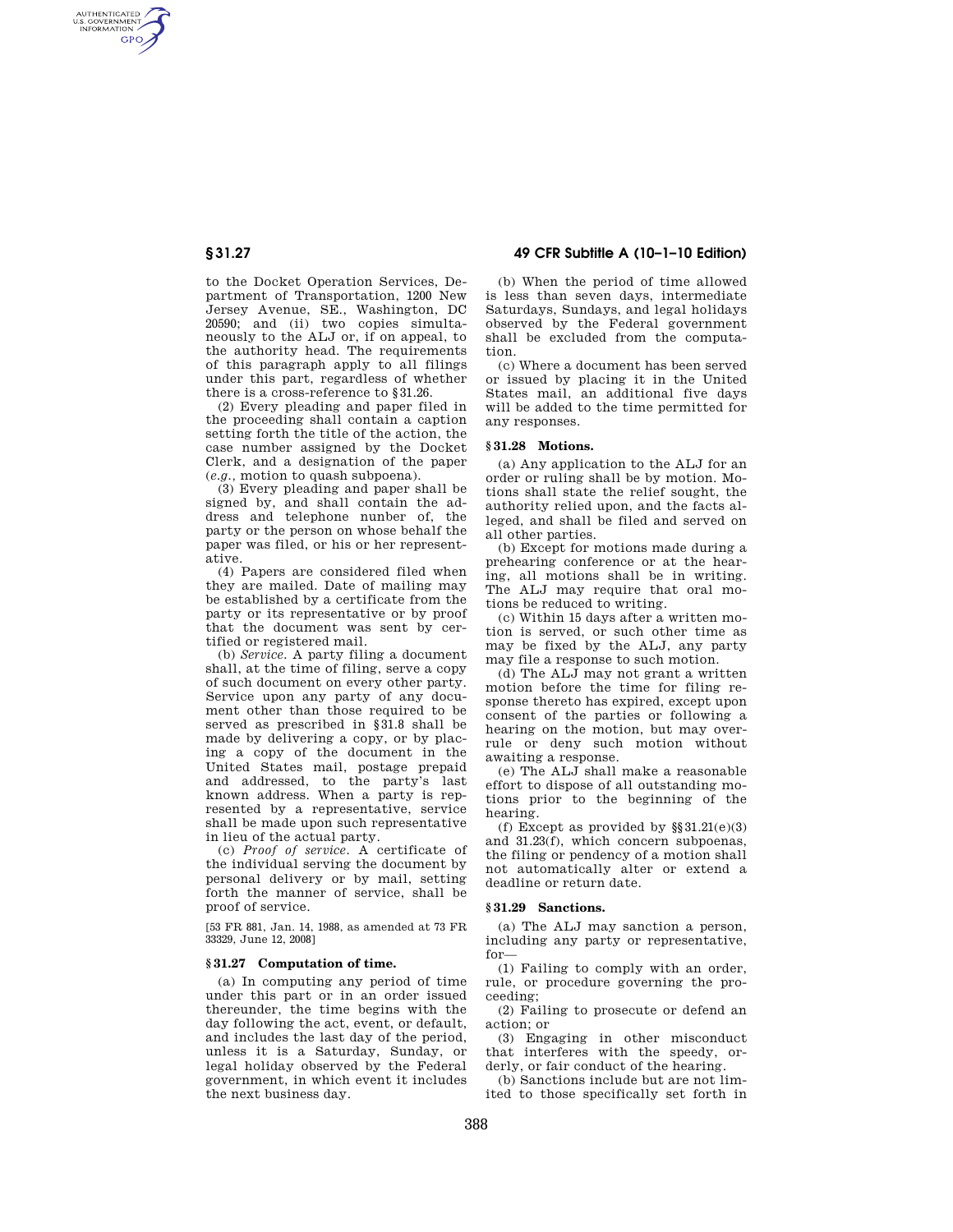to the Docket Operation Services, Department of Transportation, 1200 New Jersey Avenue, SE., Washington, DC 20590; and (ii) two copies simultaneously to the ALJ or, if on appeal, to the authority head. The requirements of this paragraph apply to all filings under this part, regardless of whether there is a cross-reference to §31.26.

(2) Every pleading and paper filed in the proceeding shall contain a caption setting forth the title of the action, the case number assigned by the Docket Clerk, and a designation of the paper (*e.g.*, motion to quash subpoena).

(3) Every pleading and paper shall be signed by, and shall contain the address and telephone nunber of, the party or the person on whose behalf the paper was filed, or his or her representative.

(4) Papers are considered filed when they are mailed. Date of mailing may be established by a certificate from the party or its representative or by proof that the document was sent by certified or registered mail.

(b) *Service.* A party filing a document shall, at the time of filing, serve a copy of such document on every other party. Service upon any party of any document other than those required to be served as prescribed in §31.8 shall be made by delivering a copy, or by placing a copy of the document in the United States mail, postage prepaid and addressed, to the party's last known address. When a party is represented by a representative, service shall be made upon such representative in lieu of the actual party.

(c) *Proof of service.* A certificate of the individual serving the document by personal delivery or by mail, setting forth the manner of service, shall be proof of service.

[53 FR 881, Jan. 14, 1988, as amended at 73 FR 33329, June 12, 2008]

### § 31.27 Computation of time.

(a) In computing any period of time under this part or in an order issued thereunder, the time begins with the day following the act, event, or default, and includes the last day of the period, unless it is a Saturday, Sunday, or legal holiday observed by the Federal government, in which event it includes the next business day.

(b) When the period of time allowed is less than seven days, intermediate Saturdays, Sundays, and legal holidays observed by the Federal government shall be excluded from the computation.

(c) Where a document has been served or issued by placing it in the United States mail, an additional five days will be added to the time permitted for any responses.

### § 31.28 Motions.

(a) Any application to the ALJ for an order or ruling shall be by motion. Motions shall state the relief sought, the authority relied upon, and the facts alleged, and shall be filed and served on all other parties.

(b) Except for motions made during a prehearing conference or at the hearing, all motions shall be in writing. The ALJ may require that oral motions be reduced to writing.

(c) Within 15 days after a written motion is served, or such other time as may be fixed by the ALJ, any party may file a response to such motion.

(d) The ALJ may not grant a written motion before the time for filing response thereto has expired, except upon consent of the parties or following a hearing on the motion, but may overrule or deny such motion without awaiting a response.

(e) The ALJ shall make a reasonable effort to dispose of all outstanding motions prior to the beginning of the hearing.

(f) Except as provided by §§31.21(e)(3) and 31.23(f), which concern subpoenas, the filing or pendency of a motion shall not automatically alter or extend a deadline or return date.

### § 31.29 Sanctions.

(a) The ALJ may sanction a person, including any party or representative, for—

(1) Failing to comply with an order, rule, or procedure governing the proceeding;

(2) Failing to prosecute or defend an action; or

(3) Engaging in other misconduct that interferes with the speedy, orderly, or fair conduct of the hearing.

(b) Sanctions include but are not limited to those specifically set forth in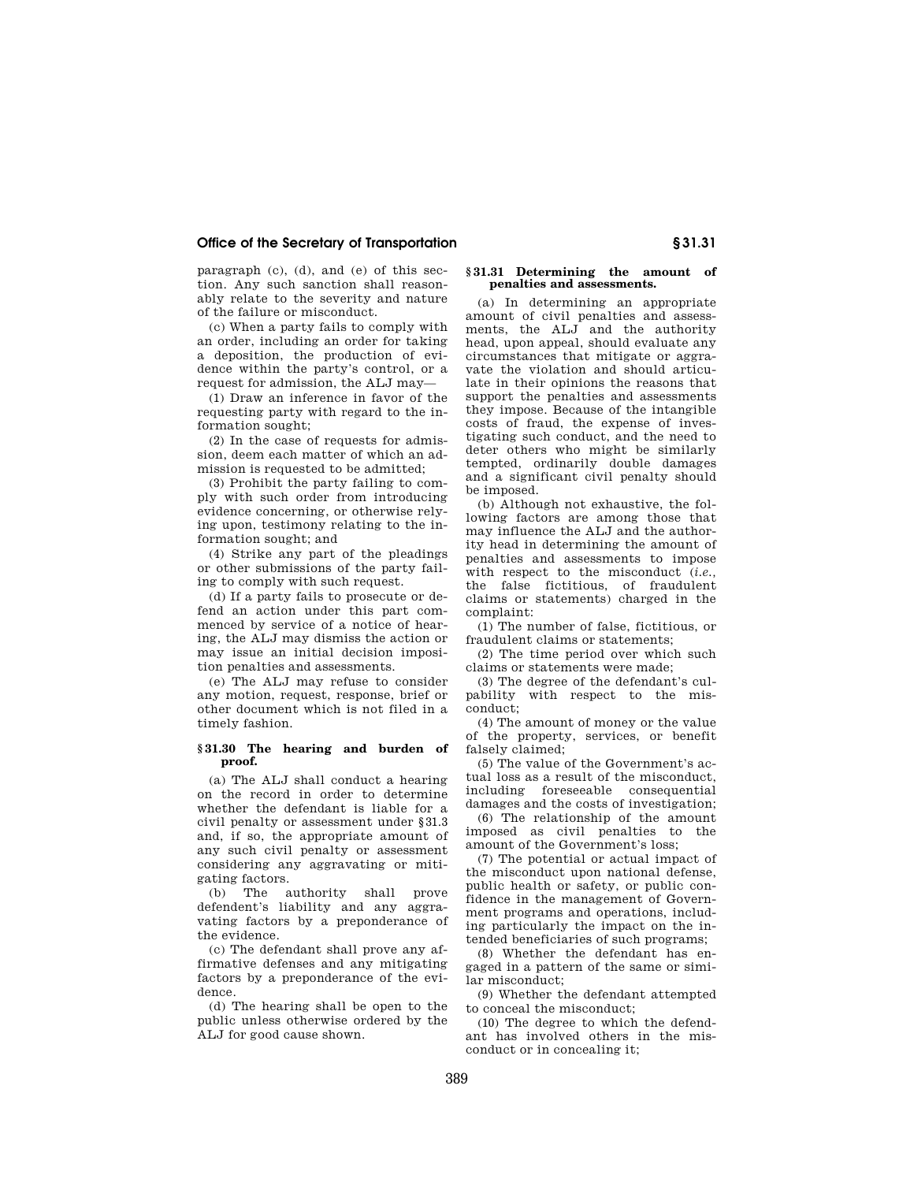paragraph (c), (d), and (e) of this section. Any such sanction shall reasonably relate to the severity and nature of the failure or misconduct.

(c) When a party fails to comply with an order, including an order for taking a deposition, the production of evidence within the party's control, or a request for admission, the ALJ may—

(1) Draw an inference in favor of the requesting party with regard to the information sought;

(2) In the case of requests for admission, deem each matter of which an admission is requested to be admitted;

(3) Prohibit the party failing to comply with such order from introducing evidence concerning, or otherwise relying upon, testimony relating to the information sought; and

(4) Strike any part of the pleadings or other submissions of the party failing to comply with such request.

(d) If a party fails to prosecute or defend an action under this part commenced by service of a notice of hearing, the ALJ may dismiss the action or may issue an initial decision imposition penalties and assessments.

(e) The ALJ may refuse to consider any motion, request, response, brief or other document which is not filed in a timely fashion.

### § 31.30 The hearing and burden of proof.

(a) The ALJ shall conduct a hearing on the record in order to determine whether the defendant is liable for a civil penalty or assessment under § 31.3 and, if so, the appropriate amount of any such civil penalty or assessment considering any aggravating or mitigating factors.

(b) The authority shall prove defendent's liability and any aggravating factors by a preponderance of the evidence.

(c) The defendant shall prove any affirmative defenses and any mitigating factors by a preponderance of the evidence.

(d) The hearing shall be open to the public unless otherwise ordered by the ALJ for good cause shown.

### § 31.31 Determining the amount of penalties and assessments.

(a) In determining an appropriate amount of civil penalties and assessments, the ALJ and the authority head, upon appeal, should evaluate any circumstances that mitigate or aggravate the violation and should articulate in their opinions the reasons that support the penalties and assessments they impose. Because of the intangible costs of fraud, the expense of investigating such conduct, and the need to deter others who might be similarly tempted, ordinarily double damages and a significant civil penalty should be imposed.

(b) Although not exhaustive, the following factors are among those that may influence the ALJ and the authority head in determining the amount of penalties and assessments to impose with respect to the misconduct (*i.e.*, the false fictitious, of fraudulent claims or statements) charged in the complaint:

(1) The number of false, fictitious, or fraudulent claims or statements;

(2) The time period over which such claims or statements were made;

(3) The degree of the defendant's culpability with respect to the misconduct;

(4) The amount of money or the value of the property, services, or benefit falsely claimed;

(5) The value of the Government's actual loss as a result of the misconduct, including foreseeable consequential damages and the costs of investigation;

(6) The relationship of the amount imposed as civil penalties to the amount of the Government's loss;

(7) The potential or actual impact of the misconduct upon national defense, public health or safety, or public confidence in the management of Government programs and operations, including particularly the impact on the intended beneficiaries of such programs;

(8) Whether the defendant has engaged in a pattern of the same or similar misconduct;

(9) Whether the defendant attempted to conceal the misconduct;

(10) The degree to which the defendant has involved others in the misconduct or in concealing it;